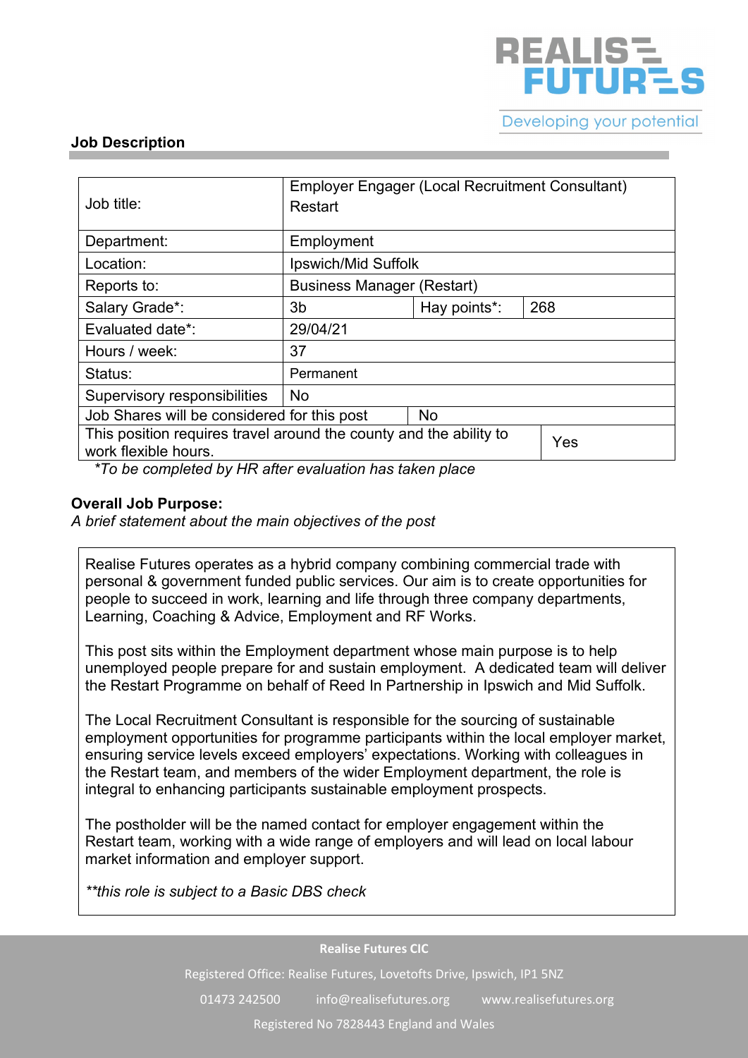## Job Description

| Job title: | Employer Engager (Local Recruitment Consultant) Restart | | |
|---|---|---|---|
| Department: | Employment | | |
| Location: | Ipswich/Mid Suffolk | | |
| Reports to: | Business Manager (Restart) | | |
| Salary Grade*: | 3b | Hay points*: | 268 |
| Evaluated date*: | 29/04/21 | | |
| Hours / week: | 37 | | |
| Status: | Permanent | | |
| Supervisory responsibilities | No | | |
| Job Shares will be considered for this post | No | | |
| This position requires travel around the county and the ability to work flexible hours. | Yes | | |

*To be completed by HR after evaluation has taken place*

**Overall Job Purpose:**

*A brief statement about the main objectives of the post*

Realise Futures operates as a hybrid company combining commercial trade with personal & government funded public services. Our aim is to create opportunities for people to succeed in work, learning and life through three company departments, Learning, Coaching & Advice, Employment and RF Works.

This post sits within the Employment department whose main purpose is to help unemployed people prepare for and sustain employment. A dedicated team will deliver the Restart Programme on behalf of Reed In Partnership in Ipswich and Mid Suffolk.

The Local Recruitment Consultant is responsible for the sourcing of sustainable employment opportunities for programme participants within the local employer market, ensuring service levels exceed employers' expectations. Working with colleagues in the Restart team, and members of the wider Employment department, the role is integral to enhancing participants sustainable employment prospects.

The postholder will be the named contact for employer engagement within the Restart team, working with a wide range of employers and will lead on local labour market information and employer support.

*\*\*this role is subject to a Basic DBS check*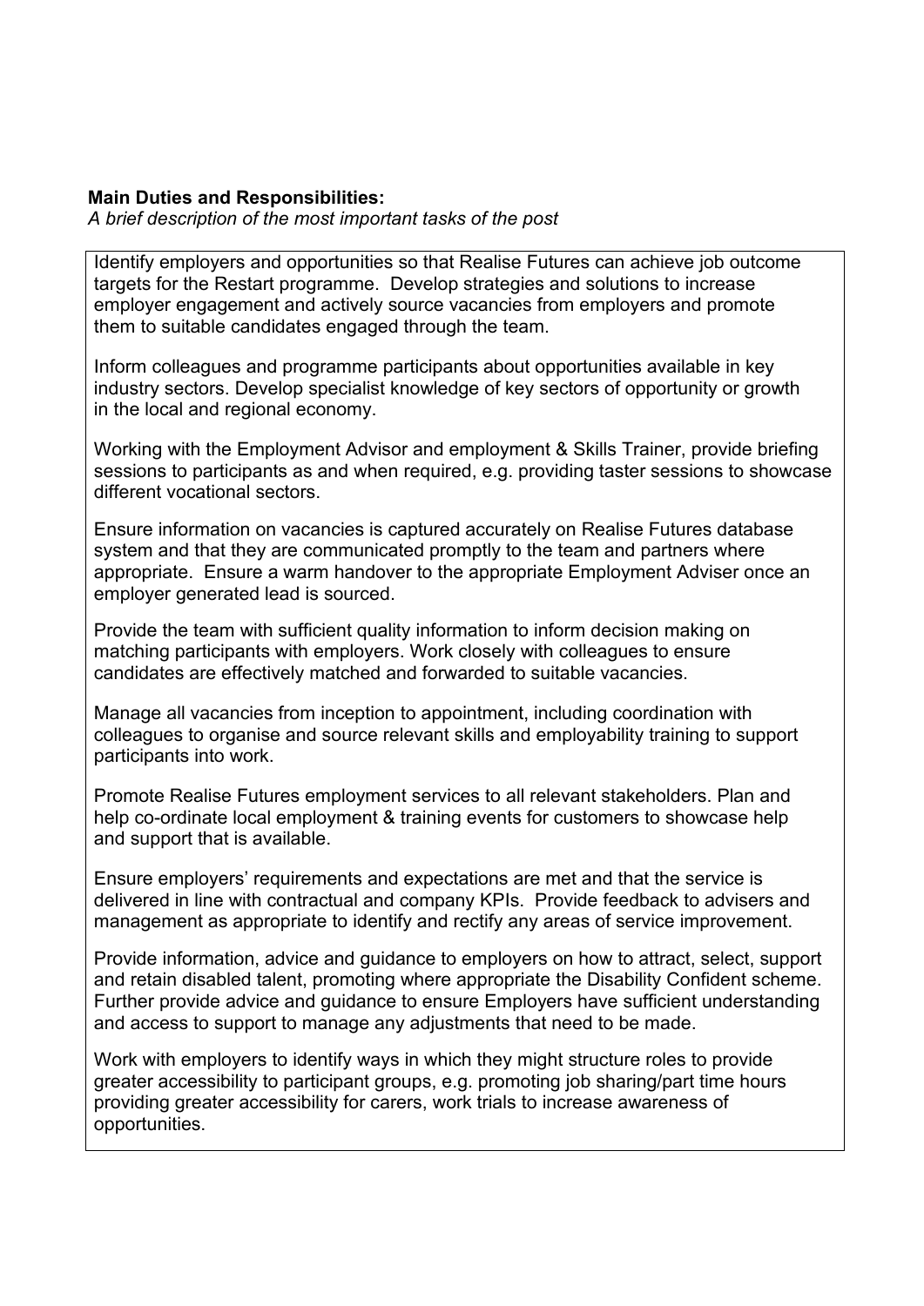**Main Duties and Responsibilities:**

*A brief description of the most important tasks of the post*

Identify employers and opportunities so that Realise Futures can achieve job outcome targets for the Restart programme. Develop strategies and solutions to increase employer engagement and actively source vacancies from employers and promote them to suitable candidates engaged through the team.

Inform colleagues and programme participants about opportunities available in key industry sectors. Develop specialist knowledge of key sectors of opportunity or growth in the local and regional economy.

Working with the Employment Advisor and employment & Skills Trainer, provide briefing sessions to participants as and when required, e.g. providing taster sessions to showcase different vocational sectors.

Ensure information on vacancies is captured accurately on Realise Futures database system and that they are communicated promptly to the team and partners where appropriate. Ensure a warm handover to the appropriate Employment Adviser once an employer generated lead is sourced.

Provide the team with sufficient quality information to inform decision making on matching participants with employers. Work closely with colleagues to ensure candidates are effectively matched and forwarded to suitable vacancies.

Manage all vacancies from inception to appointment, including coordination with colleagues to organise and source relevant skills and employability training to support participants into work.

Promote Realise Futures employment services to all relevant stakeholders. Plan and help co-ordinate local employment & training events for customers to showcase help and support that is available.

Ensure employers' requirements and expectations are met and that the service is delivered in line with contractual and company KPIs. Provide feedback to advisers and management as appropriate to identify and rectify any areas of service improvement.

Provide information, advice and guidance to employers on how to attract, select, support and retain disabled talent, promoting where appropriate the Disability Confident scheme. Further provide advice and guidance to ensure Employers have sufficient understanding and access to support to manage any adjustments that need to be made.

Work with employers to identify ways in which they might structure roles to provide greater accessibility to participant groups, e.g. promoting job sharing/part time hours providing greater accessibility for carers, work trials to increase awareness of opportunities.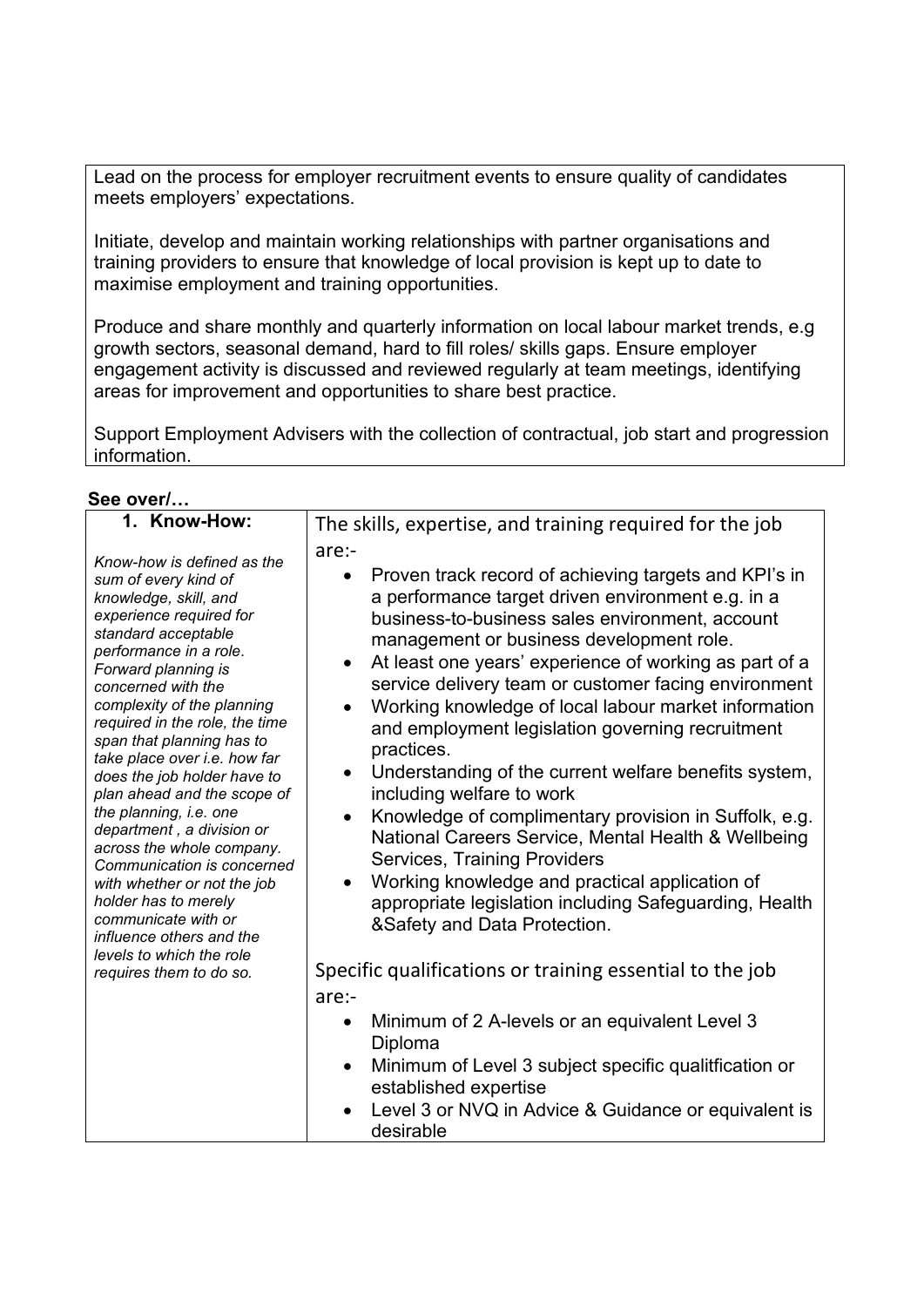Lead on the process for employer recruitment events to ensure quality of candidates meets employers' expectations.

Initiate, develop and maintain working relationships with partner organisations and training providers to ensure that knowledge of local provision is kept up to date to maximise employment and training opportunities.

Produce and share monthly and quarterly information on local labour market trends, e.g growth sectors, seasonal demand, hard to fill roles/ skills gaps. Ensure employer engagement activity is discussed and reviewed regularly at team meetings, identifying areas for improvement and opportunities to share best practice.

Support Employment Advisers with the collection of contractual, job start and progression information.

**See over/…**

| **1. Know-How:**<br><br>*Know-how is defined as the sum of every kind of knowledge, skill, and experience required for standard acceptable performance in a role. Forward planning is concerned with the complexity of the planning required in the role, the time span that planning has to take place over i.e. how far does the job holder have to plan ahead and the scope of the planning, i.e. one department , a division or across the whole company. Communication is concerned with whether or not the job holder has to merely communicate with or influence others and the levels to which the role requires them to do so.* | The skills, expertise, and training required for the job are:-<br><br>• Proven track record of achieving targets and KPI's in a performance target driven environment e.g. in a business-to-business sales environment, account management or business development role.<br>• At least one years' experience of working as part of a service delivery team or customer facing environment<br>• Working knowledge of local labour market information and employment legislation governing recruitment practices.<br>• Understanding of the current welfare benefits system, including welfare to work<br>• Knowledge of complimentary provision in Suffolk, e.g. National Careers Service, Mental Health & Wellbeing Services, Training Providers<br>• Working knowledge and practical application of appropriate legislation including Safeguarding, Health &Safety and Data Protection.<br><br>Specific qualifications or training essential to the job are:-<br><br>• Minimum of 2 A-levels or an equivalent Level 3 Diploma<br>• Minimum of Level 3 subject specific qualitfication or established expertise<br>• Level 3 or NVQ in Advice & Guidance or equivalent is desirable |
|---|---|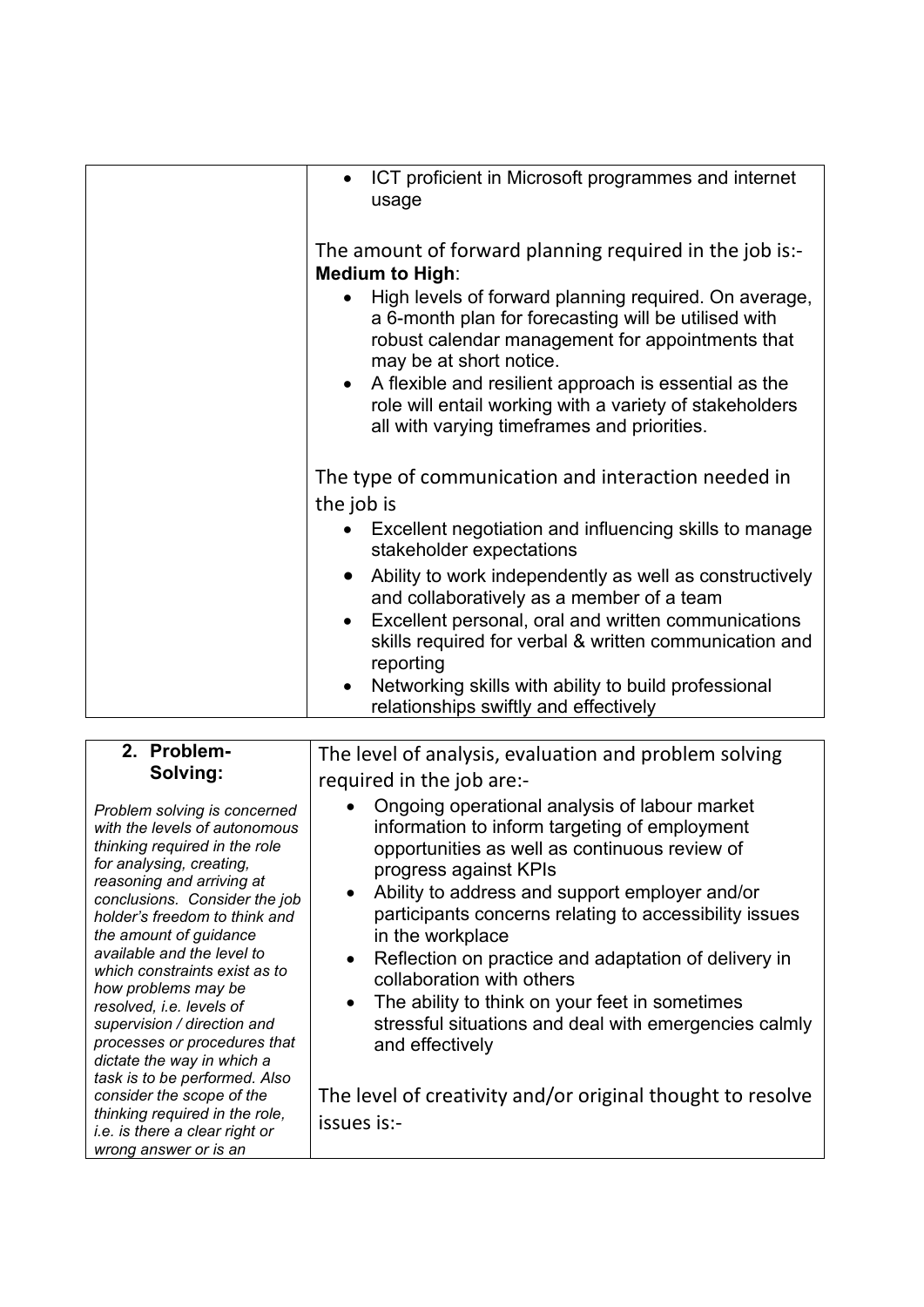| | |
|---|---|
| | • ICT proficient in Microsoft programmes and internet usage<br><br>The amount of forward planning required in the job is:-<br>**Medium to High**:<br>• High levels of forward planning required. On average, a 6-month plan for forecasting will be utilised with robust calendar management for appointments that may be at short notice.<br>• A flexible and resilient approach is essential as the role will entail working with a variety of stakeholders all with varying timeframes and priorities.<br><br>The type of communication and interaction needed in the job is<br>• Excellent negotiation and influencing skills to manage stakeholder expectations<br>• Ability to work independently as well as constructively and collaboratively as a member of a team<br>• Excellent personal, oral and written communications skills required for verbal & written communication and reporting<br>• Networking skills with ability to build professional relationships swiftly and effectively |

| | |
|---|---|
| **2. Problem-Solving:**<br><br>*Problem solving is concerned with the levels of autonomous thinking required in the role for analysing, creating, reasoning and arriving at conclusions. Consider the job holder's freedom to think and the amount of guidance available and the level to which constraints exist as to how problems may be resolved, i.e. levels of supervision / direction and processes or procedures that dictate the way in which a task is to be performed. Also consider the scope of the thinking required in the role, i.e. is there a clear right or wrong answer or is an* | The level of analysis, evaluation and problem solving required in the job are:-<br>• Ongoing operational analysis of labour market information to inform targeting of employment opportunities as well as continuous review of progress against KPIs<br>• Ability to address and support employer and/or participants concerns relating to accessibility issues in the workplace<br>• Reflection on practice and adaptation of delivery in collaboration with others<br>• The ability to think on your feet in sometimes stressful situations and deal with emergencies calmly and effectively<br><br>The level of creativity and/or original thought to resolve issues is:- |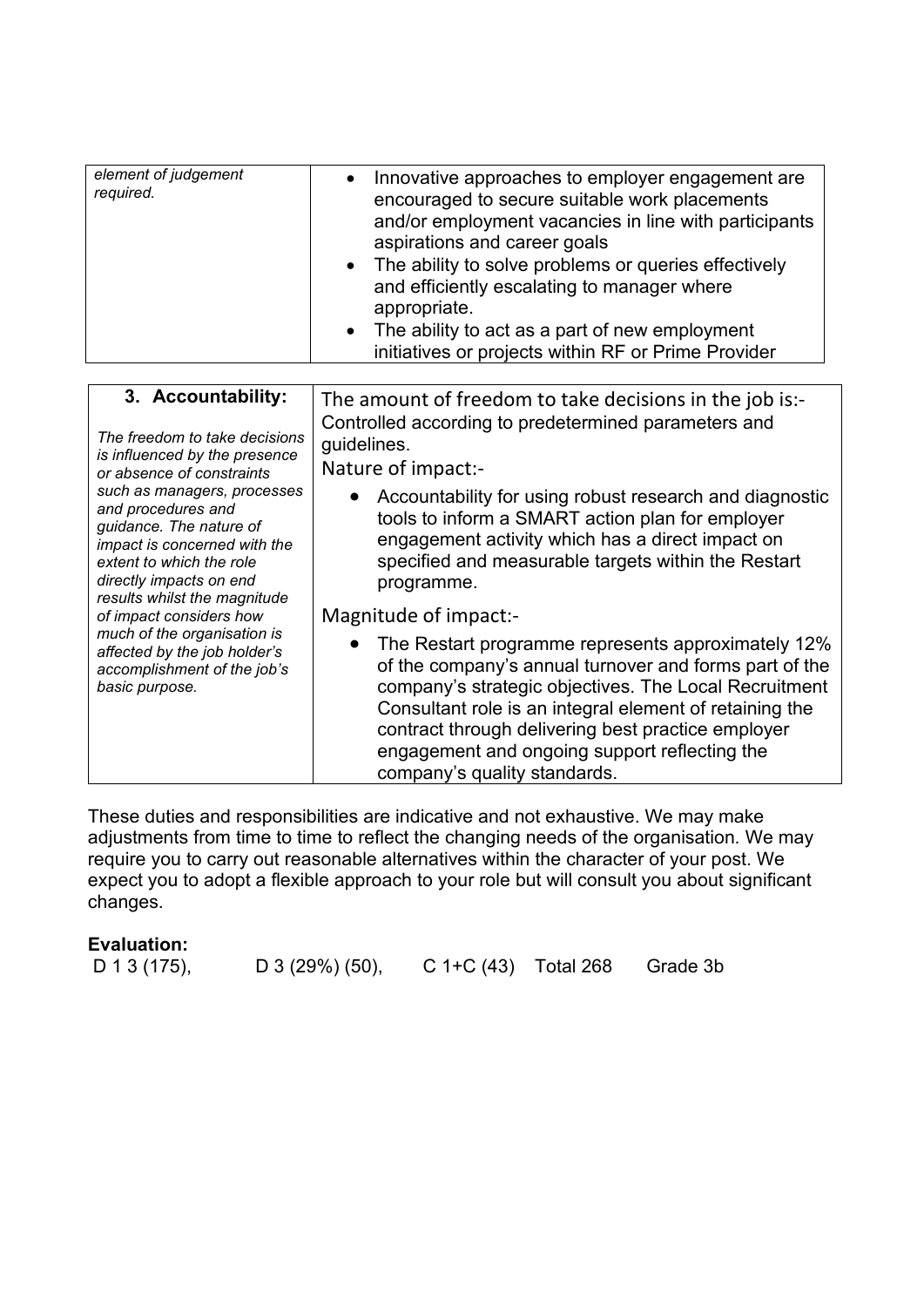| | |
|---|---|
| *element of judgement required.* | • Innovative approaches to employer engagement are encouraged to secure suitable work placements and/or employment vacancies in line with participants aspirations and career goals<br>• The ability to solve problems or queries effectively and efficiently escalating to manager where appropriate.<br>• The ability to act as a part of new employment initiatives or projects within RF or Prime Provider |

| | |
|---|---|
| **3. Accountability:**<br><br>*The freedom to take decisions is influenced by the presence or absence of constraints such as managers, processes and procedures and guidance. The nature of impact is concerned with the extent to which the role directly impacts on end results whilst the magnitude of impact considers how much of the organisation is affected by the job holder's accomplishment of the job's basic purpose.* | The amount of freedom to take decisions in the job is:-<br>Controlled according to predetermined parameters and guidelines.<br>Nature of impact:-<br>• Accountability for using robust research and diagnostic tools to inform a SMART action plan for employer engagement activity which has a direct impact on specified and measurable targets within the Restart programme.<br><br>Magnitude of impact:-<br>• The Restart programme represents approximately 12% of the company's annual turnover and forms part of the company's strategic objectives. The Local Recruitment Consultant role is an integral element of retaining the contract through delivering best practice employer engagement and ongoing support reflecting the company's quality standards. |

These duties and responsibilities are indicative and not exhaustive. We may make adjustments from time to time to reflect the changing needs of the organisation. We may require you to carry out reasonable alternatives within the character of your post. We expect you to adopt a flexible approach to your role but will consult you about significant changes.

**Evaluation:**

D 1 3 (175), D 3 (29%) (50), C 1+C (43) Total 268 Grade 3b